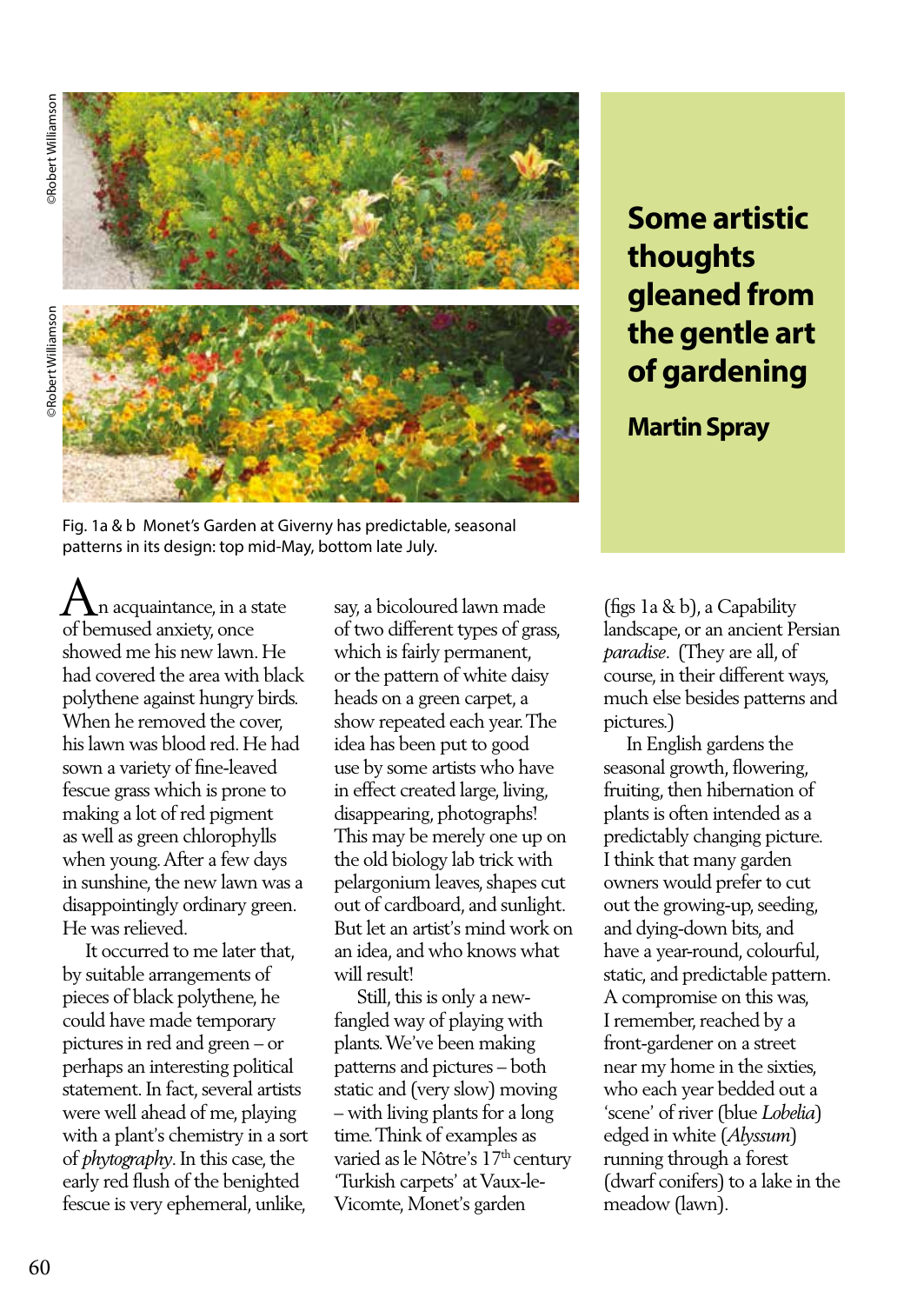# Some artistic thoughts gleaned from the gentle art of gardening

**Martin Spray**

©Robert Williamson

©Robert Williamson

Fig. 1a & b Monet's Garden at Giverny has predictable, seasonal patterns in its design: top mid-May, bottom late July.

An acquaintance, in a state of bemused anxiety, once showed me his new lawn. He had covered the area with black polythene against hungry birds. When he removed the cover, his lawn was blood red. He had sown a variety of fine-leaved fescue grass which is prone to making a lot of red pigment as well as green chlorophylls when young. After a few days in sunshine, the new lawn was a disappointingly ordinary green. He was relieved.

It occurred to me later that, by suitable arrangements of pieces of black polythene, he could have made temporary pictures in red and green – or perhaps an interesting political statement. In fact, several artists were well ahead of me, playing with a plant's chemistry in a sort of *phytography*. In this case, the early red flush of the benighted fescue is very ephemeral, unlike, say, a bicoloured lawn made of two different types of grass, which is fairly permanent, or the pattern of white daisy heads on a green carpet, a show repeated each year. The idea has been put to good use by some artists who have in effect created large, living, disappearing, photographs! This may be merely one up on the old biology lab trick with pelargonium leaves, shapes cut out of cardboard, and sunlight. But let an artist's mind work on an idea, and who knows what will result!

Still, this is only a new-fangled way of playing with plants. We've been making patterns and pictures – both static and (very slow) moving – with living plants for a long time. Think of examples as varied as le Nôtre's 17th century 'Turkish carpets' at Vaux-le-Vicomte, Monet's garden (figs 1a & b), a Capability landscape, or an ancient Persian *paradise*. (They are all, of course, in their different ways, much else besides patterns and pictures.)

In English gardens the seasonal growth, flowering, fruiting, then hibernation of plants is often intended as a predictably changing picture. I think that many garden owners would prefer to cut out the growing-up, seeding, and dying-down bits, and have a year-round, colourful, static, and predictable pattern. A compromise on this was, I remember, reached by a front-gardener on a street near my home in the sixties, who each year bedded out a 'scene' of river (blue *Lobelia*) edged in white (*Alyssum*) running through a forest (dwarf conifers) to a lake in the meadow (lawn).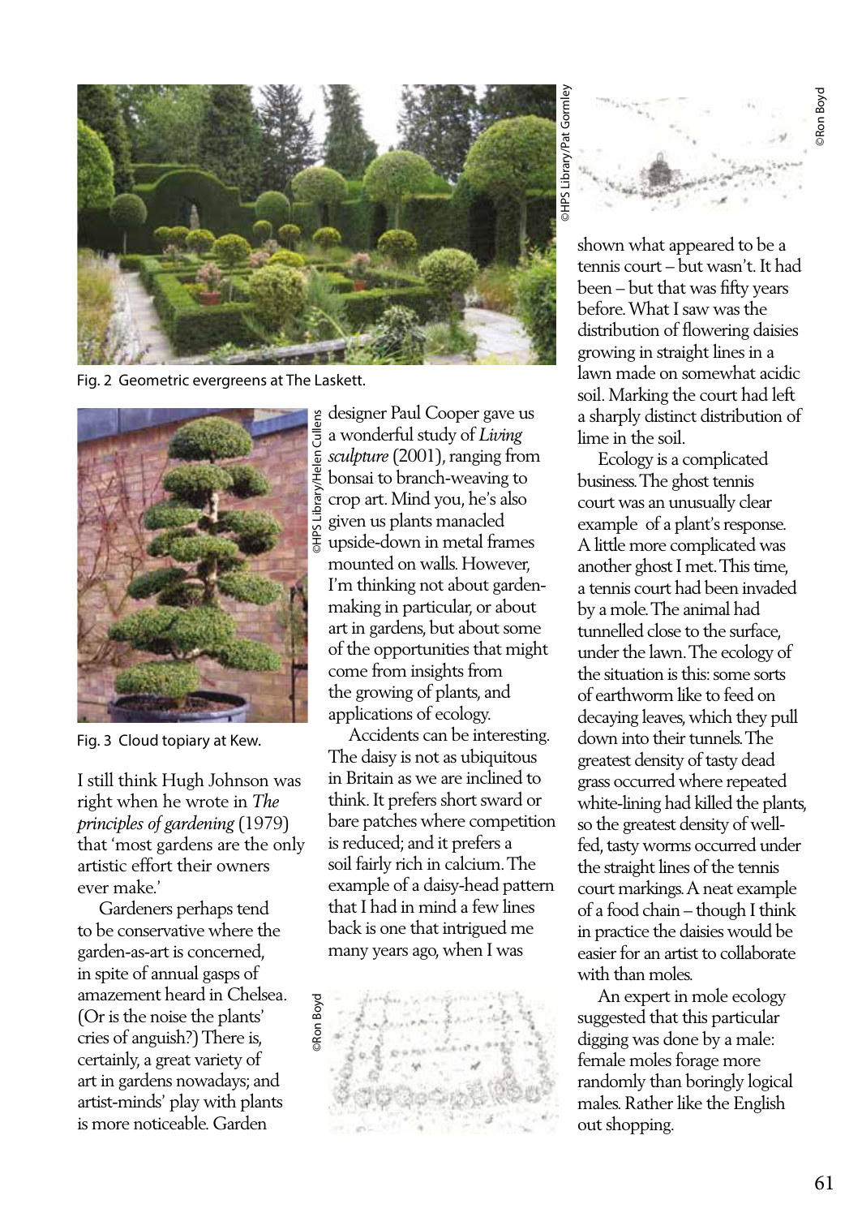Fig. 2 Geometric evergreens at The Laskett.

Fig. 3 Cloud topiary at Kew.

I still think Hugh Johnson was right when he wrote in *The principles of gardening* (1979) that 'most gardens are the only artistic effort their owners ever make.'

Gardeners perhaps tend to be conservative where the garden-as-art is concerned, in spite of annual gasps of amazement heard in Chelsea. (Or is the noise the plants' cries of anguish?) There is, certainly, a great variety of art in gardens nowadays; and artist-minds' play with plants is more noticeable. Garden designer Paul Cooper gave us a wonderful study of *Living sculpture* (2001), ranging from bonsai to branch-weaving to crop art. Mind you, he's also given us plants manacled upside-down in metal frames mounted on walls. However, I'm thinking not about garden-making in particular, or about art in gardens, but about some of the opportunities that might come from insights from the growing of plants, and applications of ecology.

Accidents can be interesting. The daisy is not as ubiquitous in Britain as we are inclined to think. It prefers short sward or bare patches where competition is reduced; and it prefers a soil fairly rich in calcium. The example of a daisy-head pattern that I had in mind a few lines back is one that intrigued me many years ago, when I was shown what appeared to be a tennis court – but wasn't. It had been – but that was fifty years before. What I saw was the distribution of flowering daisies growing in straight lines in a lawn made on somewhat acidic soil. Marking the court had left a sharply distinct distribution of lime in the soil.

Ecology is a complicated business. The ghost tennis court was an unusually clear example of a plant's response. A little more complicated was another ghost I met. This time, a tennis court had been invaded by a mole. The animal had tunnelled close to the surface, under the lawn. The ecology of the situation is this: some sorts of earthworm like to feed on decaying leaves, which they pull down into their tunnels. The greatest density of tasty dead grass occurred where repeated white-lining had killed the plants, so the greatest density of well-fed, tasty worms occurred under the straight lines of the tennis court markings. A neat example of a food chain – though I think in practice the daisies would be easier for an artist to collaborate with than moles.

An expert in mole ecology suggested that this particular digging was done by a male: female moles forage more randomly than boringly logical males. Rather like the English out shopping.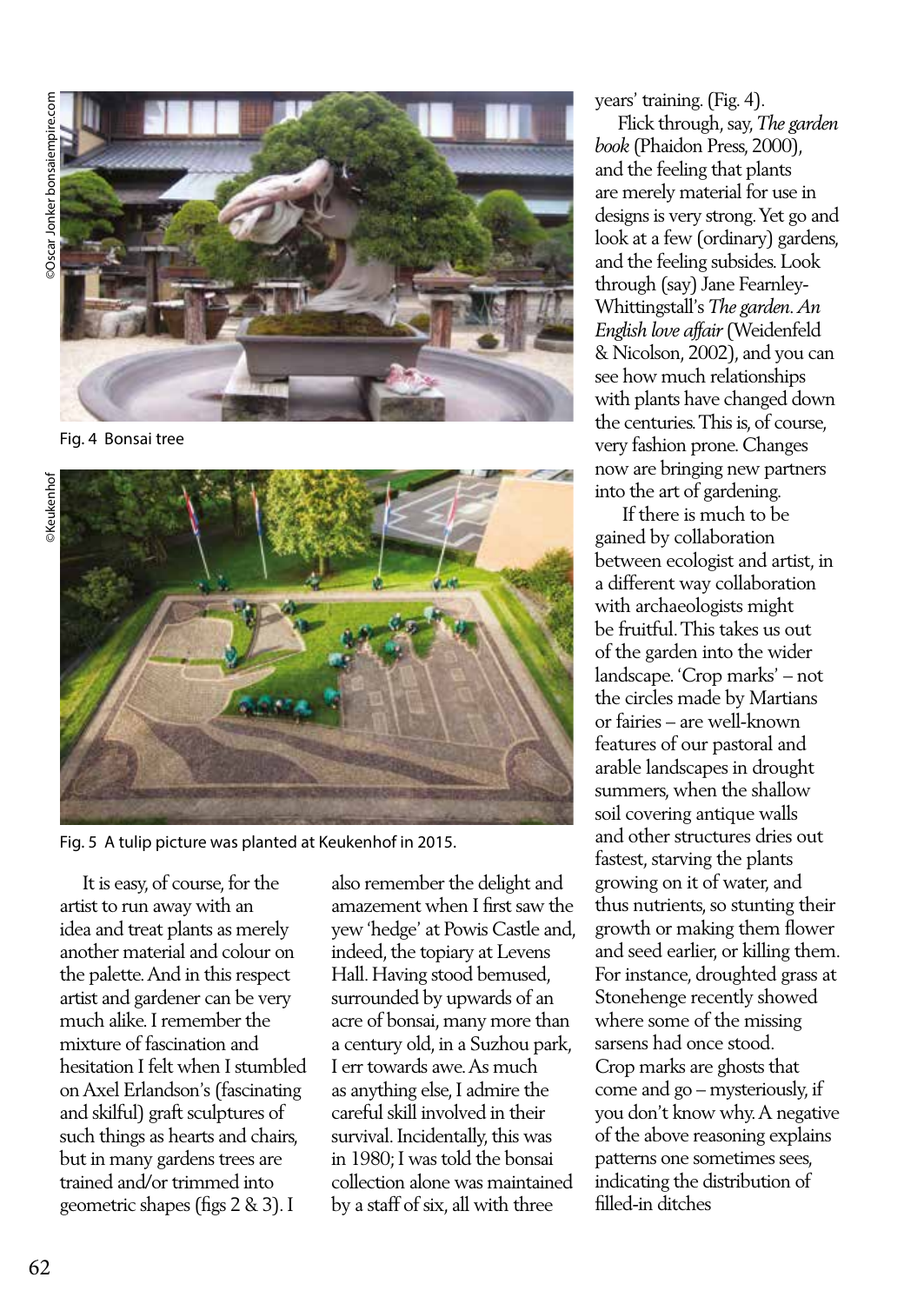Fig. 4 Bonsai tree

Fig. 5 A tulip picture was planted at Keukenhof in 2015.

It is easy, of course, for the artist to run away with an idea and treat plants as merely another material and colour on the palette. And in this respect artist and gardener can be very much alike. I remember the mixture of fascination and hesitation I felt when I stumbled on Axel Erlandson's (fascinating and skilful) graft sculptures of such things as hearts and chairs, but in many gardens trees are trained and/or trimmed into geometric shapes (figs 2 & 3). I also remember the delight and amazement when I first saw the yew 'hedge' at Powis Castle and, indeed, the topiary at Levens Hall. Having stood bemused, surrounded by upwards of an acre of bonsai, many more than a century old, in a Suzhou park, I err towards awe. As much as anything else, I admire the careful skill involved in their survival. Incidentally, this was in 1980; I was told the bonsai collection alone was maintained by a staff of six, all with three years' training. (Fig. 4).

Flick through, say, *The garden book* (Phaidon Press, 2000), and the feeling that plants are merely material for use in designs is very strong. Yet go and look at a few (ordinary) gardens, and the feeling subsides. Look through (say) Jane Fearnley-Whittingstall's *The garden. An English love affair* (Weidenfeld & Nicolson, 2002), and you can see how much relationships with plants have changed down the centuries. This is, of course, very fashion prone. Changes now are bringing new partners into the art of gardening.

If there is much to be gained by collaboration between ecologist and artist, in a different way collaboration with archaeologists might be fruitful. This takes us out of the garden into the wider landscape. 'Crop marks' – not the circles made by Martians or fairies – are well-known features of our pastoral and arable landscapes in drought summers, when the shallow soil covering antique walls and other structures dries out fastest, starving the plants growing on it of water, and thus nutrients, so stunting their growth or making them flower and seed earlier, or killing them. For instance, droughted grass at Stonehenge recently showed where some of the missing sarsens had once stood. Crop marks are ghosts that come and go – mysteriously, if you don't know why. A negative of the above reasoning explains patterns one sometimes sees, indicating the distribution of filled-in ditches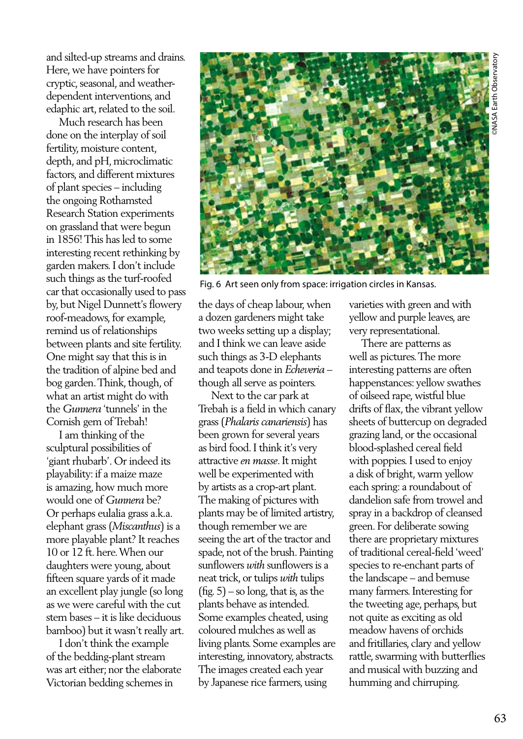and silted-up streams and drains. Here, we have pointers for cryptic, seasonal, and weather-dependent interventions, and edaphic art, related to the soil.

Much research has been done on the interplay of soil fertility, moisture content, depth, and pH, microclimatic factors, and different mixtures of plant species – including the ongoing Rothamsted Research Station experiments on grassland that were begun in 1856! This has led to some interesting recent rethinking by garden makers. I don't include such things as the turf-roofed car that occasionally used to pass by, but Nigel Dunnett's flowery roof-meadows, for example, remind us of relationships between plants and site fertility. One might say that this is in the tradition of alpine bed and bog garden. Think, though, of what an artist might do with the *Gunnera* 'tunnels' in the Cornish gem of Trebah!

I am thinking of the sculptural possibilities of 'giant rhubarb'. Or indeed its playability: if a maize maze is amazing, how much more would one of *Gunnera* be? Or perhaps eulalia grass a.k.a. elephant grass (*Miscanthus*) is a more playable plant? It reaches 10 or 12 ft. here. When our daughters were young, about fifteen square yards of it made an excellent play jungle (so long as we were careful with the cut stem bases – it is like deciduous bamboo) but it wasn't really art.

I don't think the example of the bedding-plant stream was art either; nor the elaborate Victorian bedding schemes in the days of cheap labour, when a dozen gardeners might take two weeks setting up a display; and I think we can leave aside such things as 3-D elephants and teapots done in *Echeveria* – though all serve as pointers.

Fig. 6 Art seen only from space: irrigation circles in Kansas.

©NASA Earth Observatory

Next to the car park at Trebah is a field in which canary grass (*Phalaris canariensis*) has been grown for several years as bird food. I think it's very attractive *en masse*. It might well be experimented with by artists as a crop-art plant. The making of pictures with plants may be of limited artistry, though remember we are seeing the art of the tractor and spade, not of the brush. Painting sunflowers *with* sunflowers is a neat trick, or tulips *with* tulips (fig. 5) – so long, that is, as the plants behave as intended. Some examples cheated, using coloured mulches as well as living plants. Some examples are interesting, innovatory, abstracts. The images created each year by Japanese rice farmers, using varieties with green and with yellow and purple leaves, are very representational.

There are patterns as well as pictures. The more interesting patterns are often happenstances: yellow swathes of oilseed rape, wistful blue drifts of flax, the vibrant yellow sheets of buttercup on degraded grazing land, or the occasional blood-splashed cereal field with poppies. I used to enjoy a disk of bright, warm yellow each spring: a roundabout of dandelion safe from trowel and spray in a backdrop of cleansed green. For deliberate sowing there are proprietary mixtures of traditional cereal-field 'weed' species to re-enchant parts of the landscape – and bemuse many farmers. Interesting for the tweeting age, perhaps, but not quite as exciting as old meadow havens of orchids and fritillaries, clary and yellow rattle, swarming with butterflies and musical with buzzing and humming and chirruping.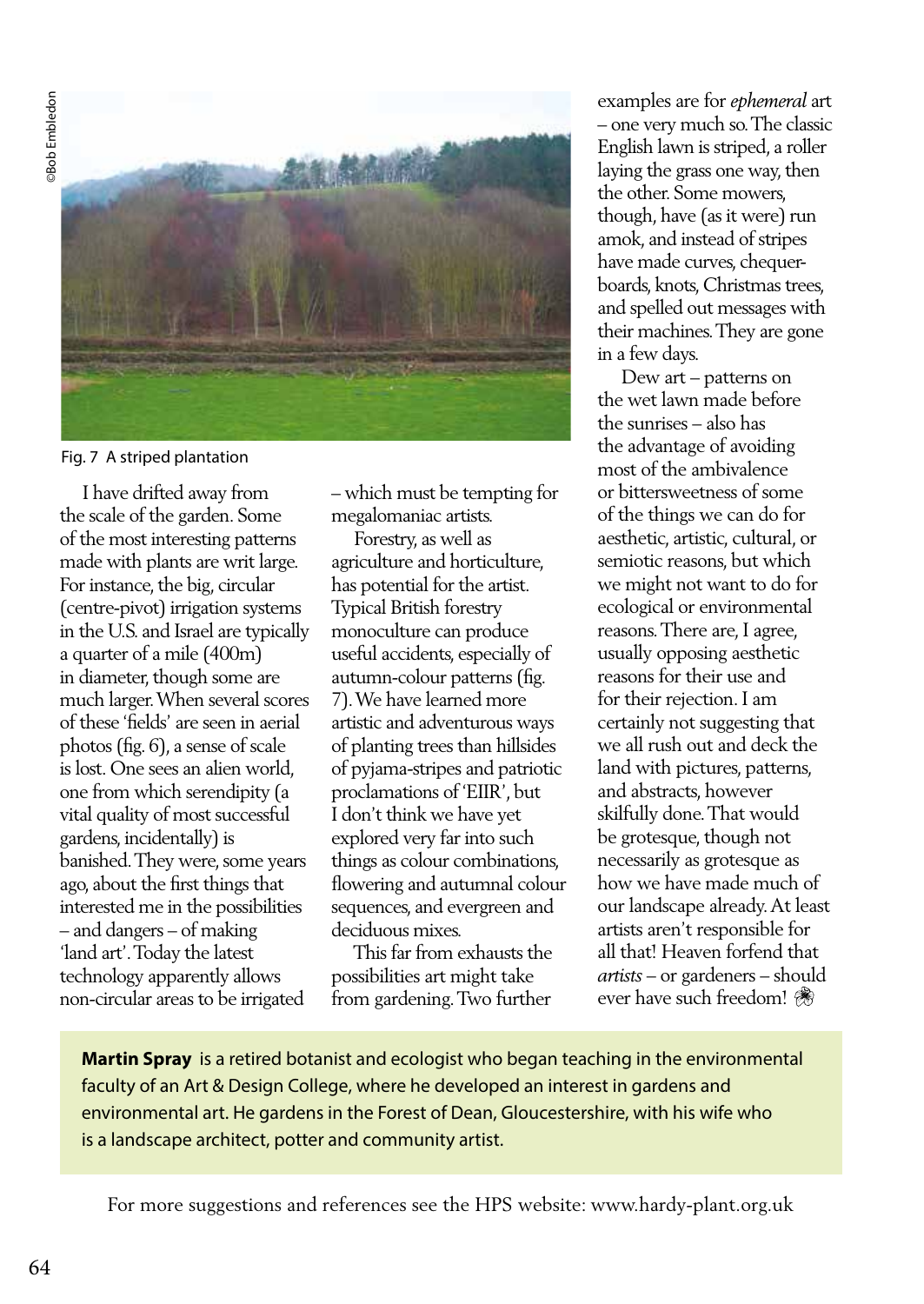©Bob Embledon

Fig. 7 A striped plantation

I have drifted away from the scale of the garden. Some of the most interesting patterns made with plants are writ large. For instance, the big, circular (centre-pivot) irrigation systems in the U.S. and Israel are typically a quarter of a mile (400m) in diameter, though some are much larger. When several scores of these 'fields' are seen in aerial photos (fig. 6), a sense of scale is lost. One sees an alien world, one from which serendipity (a vital quality of most successful gardens, incidentally) is banished. They were, some years ago, about the first things that interested me in the possibilities – and dangers – of making 'land art'. Today the latest technology apparently allows non-circular areas to be irrigated – which must be tempting for megalomaniac artists.

Forestry, as well as agriculture and horticulture, has potential for the artist. Typical British forestry monoculture can produce useful accidents, especially of autumn-colour patterns (fig. 7). We have learned more artistic and adventurous ways of planting trees than hillsides of pyjama-stripes and patriotic proclamations of 'EIIR', but I don't think we have yet explored very far into such things as colour combinations, flowering and autumnal colour sequences, and evergreen and deciduous mixes.

This far from exhausts the possibilities art might take from gardening. Two further examples are for *ephemeral* art – one very much so. The classic English lawn is striped, a roller laying the grass one way, then the other. Some mowers, though, have (as it were) run amok, and instead of stripes have made curves, chequer-boards, knots, Christmas trees, and spelled out messages with their machines. They are gone in a few days.

Dew art – patterns on the wet lawn made before the sunrises – also has the advantage of avoiding most of the ambivalence or bittersweetness of some of the things we can do for aesthetic, artistic, cultural, or semiotic reasons, but which we might not want to do for ecological or environmental reasons. There are, I agree, usually opposing aesthetic reasons for their use and for their rejection. I am certainly not suggesting that we all rush out and deck the land with pictures, patterns, and abstracts, however skilfully done. That would be grotesque, though not necessarily as grotesque as how we have made much of our landscape already. At least artists aren't responsible for all that! Heaven forfend that *artists* – or gardeners – should ever have such freedom!

**Martin Spray** is a retired botanist and ecologist who began teaching in the environmental faculty of an Art & Design College, where he developed an interest in gardens and environmental art. He gardens in the Forest of Dean, Gloucestershire, with his wife who is a landscape architect, potter and community artist.

For more suggestions and references see the HPS website: www.hardy-plant.org.uk